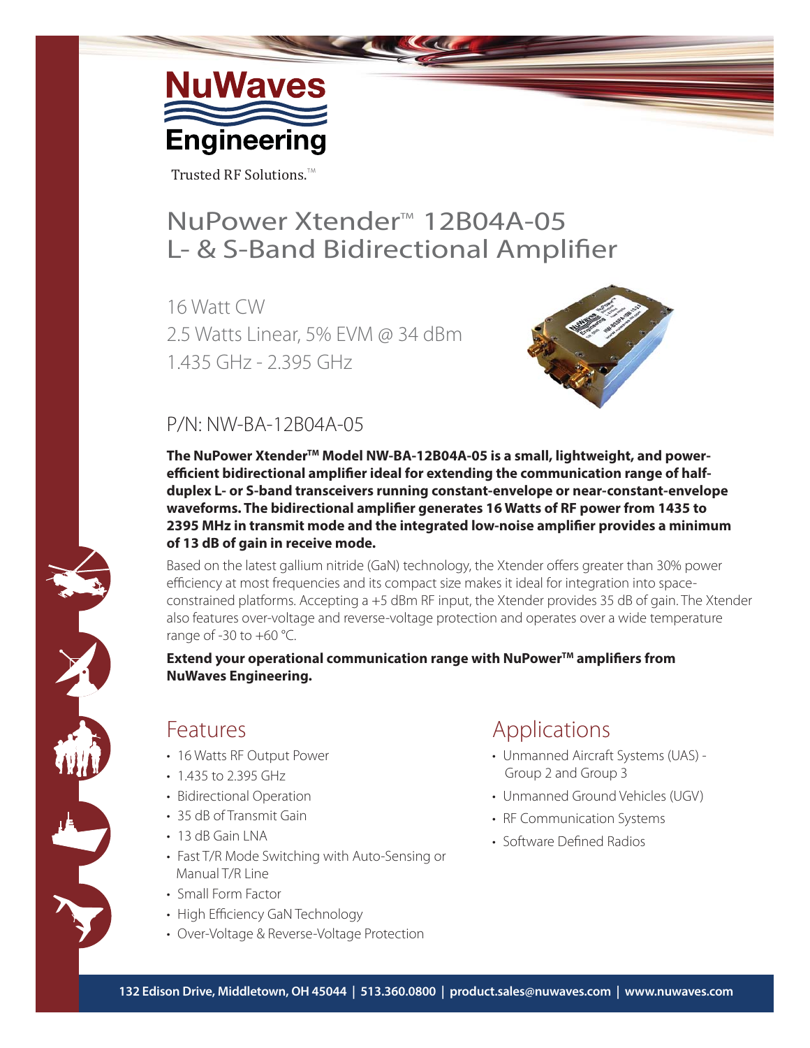NuWaves Engineering

Trusted RF Solutions.™

# NuPower Xtender™ 12B04A-05
# L- & S-Band Bidirectional Amplifier

16 Watt CW

2.5 Watts Linear, 5% EVM @ 34 dBm

1.435 GHz - 2.395 GHz

## P/N: NW-BA-12B04A-05

**The NuPower Xtender™ Model NW-BA-12B04A-05 is a small, lightweight, and power-efficient bidirectional amplifier ideal for extending the communication range of half-duplex L- or S-band transceivers running constant-envelope or near-constant-envelope waveforms. The bidirectional amplifier generates 16 Watts of RF power from 1435 to 2395 MHz in transmit mode and the integrated low-noise amplifier provides a minimum of 13 dB of gain in receive mode.**

Based on the latest gallium nitride (GaN) technology, the Xtender offers greater than 30% power efficiency at most frequencies and its compact size makes it ideal for integration into space-constrained platforms. Accepting a +5 dBm RF input, the Xtender provides 35 dB of gain. The Xtender also features over-voltage and reverse-voltage protection and operates over a wide temperature range of -30 to +60 °C.

**Extend your operational communication range with NuPower™ amplifiers from NuWaves Engineering.**

## Features

- 16 Watts RF Output Power
- 1.435 to 2.395 GHz
- Bidirectional Operation
- 35 dB of Transmit Gain
- 13 dB Gain LNA
- Fast T/R Mode Switching with Auto-Sensing or Manual T/R Line
- Small Form Factor
- High Efficiency GaN Technology
- Over-Voltage & Reverse-Voltage Protection

## Applications

- Unmanned Aircraft Systems (UAS) - Group 2 and Group 3
- Unmanned Ground Vehicles (UGV)
- RF Communication Systems
- Software Defined Radios

**132 Edison Drive, Middletown, OH 45044 | 513.360.0800 | product.sales@nuwaves.com | www.nuwaves.com**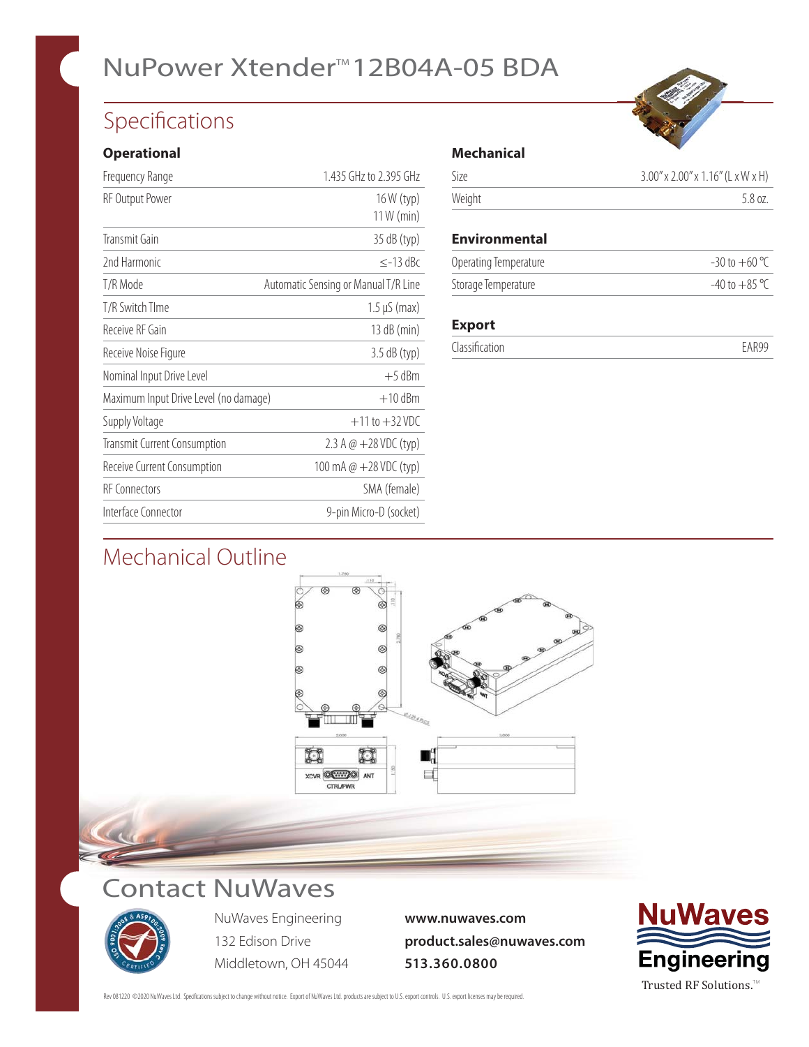# NuPower Xtender™ 12B04A-05 BDA

## Specifications

### Operational

| | |
|---|---|
| Frequency Range | 1.435 GHz to 2.395 GHz |
| RF Output Power | 16 W (typ)<br>11 W (min) |
| Transmit Gain | 35 dB (typ) |
| 2nd Harmonic | ≤-13 dBc |
| T/R Mode | Automatic Sensing or Manual T/R Line |
| T/R Switch TIme | 1.5 µS (max) |
| Receive RF Gain | 13 dB (min) |
| Receive Noise Figure | 3.5 dB (typ) |
| Nominal Input Drive Level | +5 dBm |
| Maximum Input Drive Level (no damage) | +10 dBm |
| Supply Voltage | +11 to +32 VDC |
| Transmit Current Consumption | 2.3 A @ +28 VDC (typ) |
| Receive Current Consumption | 100 mA @ +28 VDC (typ) |
| RF Connectors | SMA (female) |
| Interface Connector | 9-pin Micro-D (socket) |

### Mechanical

| | |
|---|---|
| Size | 3.00" x 2.00" x 1.16" (L x W x H) |
| Weight | 5.8 oz. |

### Environmental

| | |
|---|---|
| Operating Temperature | -30 to +60 °C |
| Storage Temperature | -40 to +85 °C |

### Export

| | |
|---|---|
| Classification | EAR99 |

## Mechanical Outline

1.750
.110
.110
2.750
Ø.125 4 PLCS
2.000
3.000
1.30
XCVR
CTRL/PWR
ANT

## Contact NuWaves

NuWaves Engineering
132 Edison Drive
Middletown, OH 45044

**www.nuwaves.com**
**product.sales@nuwaves.com**
**513.360.0800**

NuWaves Engineering
Trusted RF Solutions.™

Rev 081220 ©2020 NuWaves Ltd. Specifications subject to change without notice. Export of NuWaves Ltd. products are subject to U.S. export controls. U.S. export licenses may be required.